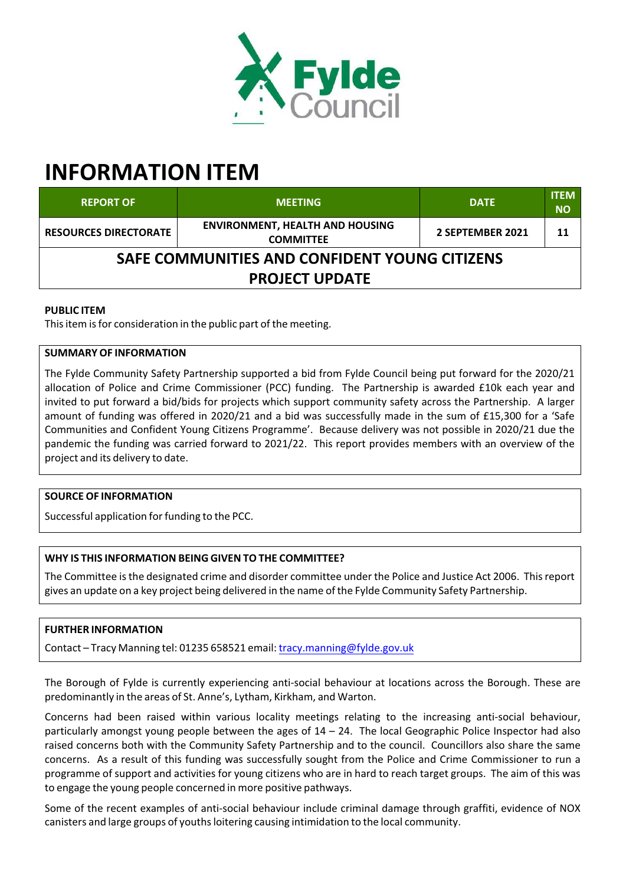# INFORMATION ITEM

| REPORT OF | MEETING | DATE | ITEM NO |
|---|---|---|---|
| RESOURCES DIRECTORATE | ENVIRONMENT, HEALTH AND HOUSING COMMITTEE | 2 SEPTEMBER 2021 | 11 |

## SAFE COMMUNITIES AND CONFIDENT YOUNG CITIZENS PROJECT UPDATE

**PUBLIC ITEM**

This item is for consideration in the public part of the meeting.

**SUMMARY OF INFORMATION**

The Fylde Community Safety Partnership supported a bid from Fylde Council being put forward for the 2020/21 allocation of Police and Crime Commissioner (PCC) funding. The Partnership is awarded £10k each year and invited to put forward a bid/bids for projects which support community safety across the Partnership. A larger amount of funding was offered in 2020/21 and a bid was successfully made in the sum of £15,300 for a 'Safe Communities and Confident Young Citizens Programme'. Because delivery was not possible in 2020/21 due the pandemic the funding was carried forward to 2021/22. This report provides members with an overview of the project and its delivery to date.

**SOURCE OF INFORMATION**

Successful application for funding to the PCC.

**WHY IS THIS INFORMATION BEING GIVEN TO THE COMMITTEE?**

The Committee is the designated crime and disorder committee under the Police and Justice Act 2006. This report gives an update on a key project being delivered in the name of the Fylde Community Safety Partnership.

**FURTHER INFORMATION**

Contact – Tracy Manning tel: 01235 658521 email: tracy.manning@fylde.gov.uk

The Borough of Fylde is currently experiencing anti-social behaviour at locations across the Borough. These are predominantly in the areas of St. Anne's, Lytham, Kirkham, and Warton.

Concerns had been raised within various locality meetings relating to the increasing anti-social behaviour, particularly amongst young people between the ages of 14 – 24. The local Geographic Police Inspector had also raised concerns both with the Community Safety Partnership and to the council. Councillors also share the same concerns. As a result of this funding was successfully sought from the Police and Crime Commissioner to run a programme of support and activities for young citizens who are in hard to reach target groups. The aim of this was to engage the young people concerned in more positive pathways.

Some of the recent examples of anti-social behaviour include criminal damage through graffiti, evidence of NOX canisters and large groups of youths loitering causing intimidation to the local community.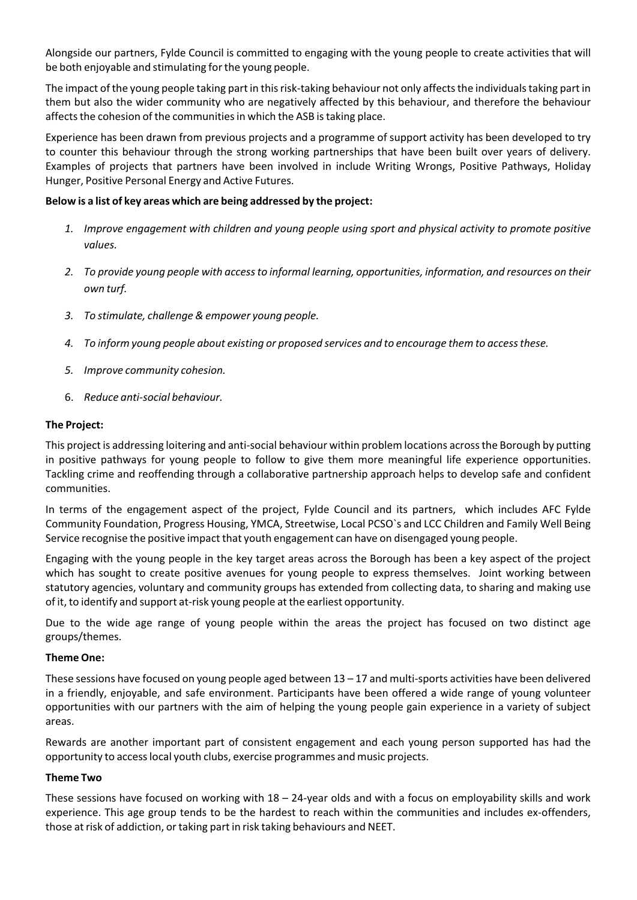Alongside our partners, Fylde Council is committed to engaging with the young people to create activities that will be both enjoyable and stimulating for the young people.

The impact of the young people taking part in this risk-taking behaviour not only affects the individuals taking part in them but also the wider community who are negatively affected by this behaviour, and therefore the behaviour affects the cohesion of the communities in which the ASB is taking place.

Experience has been drawn from previous projects and a programme of support activity has been developed to try to counter this behaviour through the strong working partnerships that have been built over years of delivery. Examples of projects that partners have been involved in include Writing Wrongs, Positive Pathways, Holiday Hunger, Positive Personal Energy and Active Futures.

**Below is a list of key areas which are being addressed by the project:**

1. *Improve engagement with children and young people using sport and physical activity to promote positive values.*
2. *To provide young people with access to informal learning, opportunities, information, and resources on their own turf.*
3. *To stimulate, challenge & empower young people.*
4. *To inform young people about existing or proposed services and to encourage them to access these.*
5. *Improve community cohesion.*
6. *Reduce anti-social behaviour.*

**The Project:**

This project is addressing loitering and anti-social behaviour within problem locations across the Borough by putting in positive pathways for young people to follow to give them more meaningful life experience opportunities. Tackling crime and reoffending through a collaborative partnership approach helps to develop safe and confident communities.

In terms of the engagement aspect of the project, Fylde Council and its partners, which includes AFC Fylde Community Foundation, Progress Housing, YMCA, Streetwise, Local PCSO`s and LCC Children and Family Well Being Service recognise the positive impact that youth engagement can have on disengaged young people.

Engaging with the young people in the key target areas across the Borough has been a key aspect of the project which has sought to create positive avenues for young people to express themselves. Joint working between statutory agencies, voluntary and community groups has extended from collecting data, to sharing and making use of it, to identify and support at-risk young people at the earliest opportunity.

Due to the wide age range of young people within the areas the project has focused on two distinct age groups/themes.

**Theme One:**

These sessions have focused on young people aged between 13 – 17 and multi-sports activities have been delivered in a friendly, enjoyable, and safe environment. Participants have been offered a wide range of young volunteer opportunities with our partners with the aim of helping the young people gain experience in a variety of subject areas.

Rewards are another important part of consistent engagement and each young person supported has had the opportunity to access local youth clubs, exercise programmes and music projects.

**Theme Two**

These sessions have focused on working with 18 – 24-year olds and with a focus on employability skills and work experience. This age group tends to be the hardest to reach within the communities and includes ex-offenders, those at risk of addiction, or taking part in risk taking behaviours and NEET.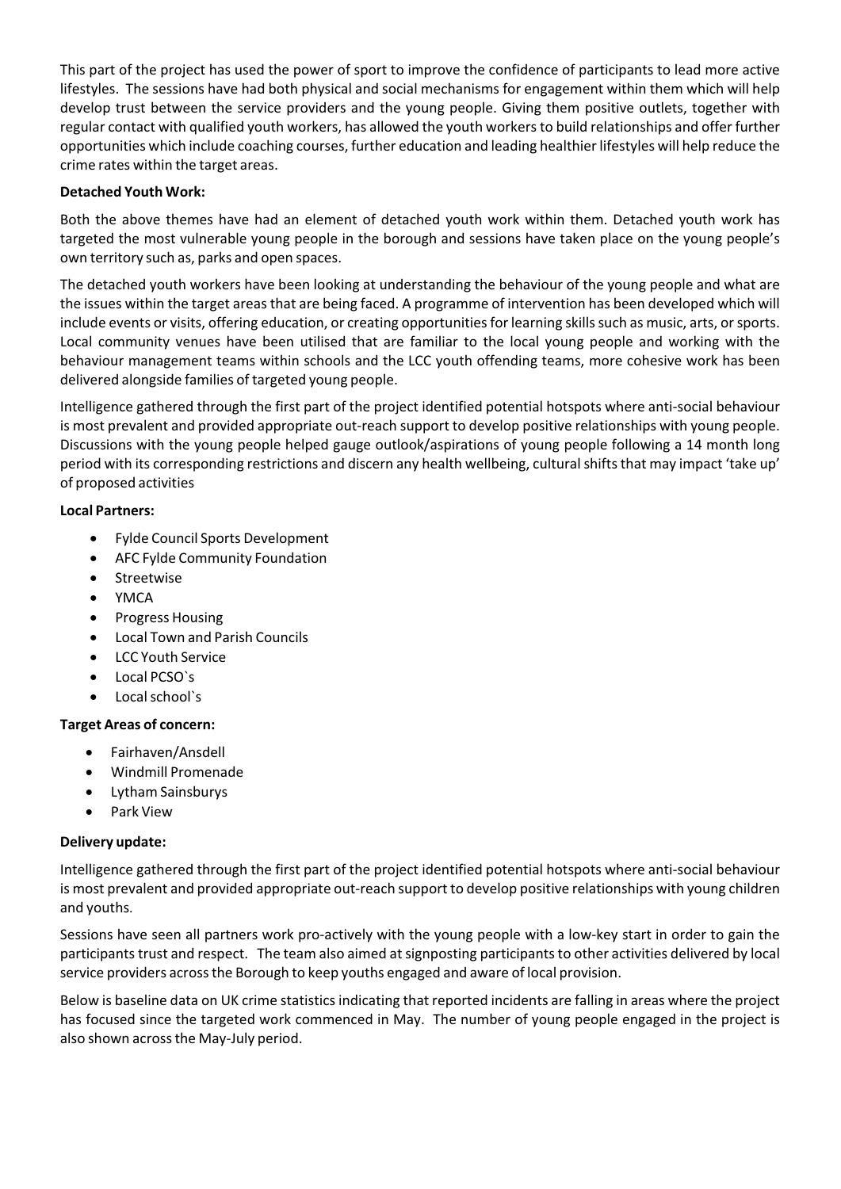This part of the project has used the power of sport to improve the confidence of participants to lead more active lifestyles. The sessions have had both physical and social mechanisms for engagement within them which will help develop trust between the service providers and the young people. Giving them positive outlets, together with regular contact with qualified youth workers, has allowed the youth workers to build relationships and offer further opportunities which include coaching courses, further education and leading healthier lifestyles will help reduce the crime rates within the target areas.

**Detached Youth Work:**

Both the above themes have had an element of detached youth work within them. Detached youth work has targeted the most vulnerable young people in the borough and sessions have taken place on the young people's own territory such as, parks and open spaces.

The detached youth workers have been looking at understanding the behaviour of the young people and what are the issues within the target areas that are being faced. A programme of intervention has been developed which will include events or visits, offering education, or creating opportunities for learning skills such as music, arts, or sports. Local community venues have been utilised that are familiar to the local young people and working with the behaviour management teams within schools and the LCC youth offending teams, more cohesive work has been delivered alongside families of targeted young people.

Intelligence gathered through the first part of the project identified potential hotspots where anti-social behaviour is most prevalent and provided appropriate out-reach support to develop positive relationships with young people. Discussions with the young people helped gauge outlook/aspirations of young people following a 14 month long period with its corresponding restrictions and discern any health wellbeing, cultural shifts that may impact 'take up' of proposed activities

**Local Partners:**

- Fylde Council Sports Development
- AFC Fylde Community Foundation
- Streetwise
- YMCA
- Progress Housing
- Local Town and Parish Councils
- LCC Youth Service
- Local PCSO`s
- Local school`s

**Target Areas of concern:**

- Fairhaven/Ansdell
- Windmill Promenade
- Lytham Sainsburys
- Park View

**Delivery update:**

Intelligence gathered through the first part of the project identified potential hotspots where anti-social behaviour is most prevalent and provided appropriate out-reach support to develop positive relationships with young children and youths.

Sessions have seen all partners work pro-actively with the young people with a low-key start in order to gain the participants trust and respect. The team also aimed at signposting participants to other activities delivered by local service providers across the Borough to keep youths engaged and aware of local provision.

Below is baseline data on UK crime statistics indicating that reported incidents are falling in areas where the project has focused since the targeted work commenced in May. The number of young people engaged in the project is also shown across the May-July period.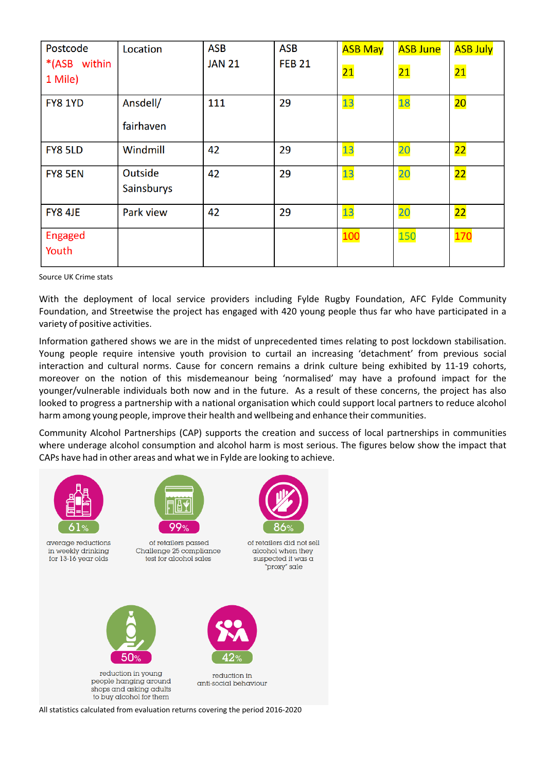| Postcode *(ASB within 1 Mile) | Location | ASB JAN 21 | ASB FEB 21 | ASB May 21 | ASB June 21 | ASB July 21 |
|---|---|---|---|---|---|---|
| FY8 1YD | Ansdell/ fairhaven | 111 | 29 | 13 | 18 | 20 |
| FY8 5LD | Windmill | 42 | 29 | 13 | 20 | 22 |
| FY8 5EN | Outside Sainsburys | 42 | 29 | 13 | 20 | 22 |
| FY8 4JE | Park view | 42 | 29 | 13 | 20 | 22 |
| Engaged Youth | | | | 100 | 150 | 170 |

Source UK Crime stats

With the deployment of local service providers including Fylde Rugby Foundation, AFC Fylde Community Foundation, and Streetwise the project has engaged with 420 young people thus far who have participated in a variety of positive activities.

Information gathered shows we are in the midst of unprecedented times relating to post lockdown stabilisation. Young people require intensive youth provision to curtail an increasing 'detachment' from previous social interaction and cultural norms. Cause for concern remains a drink culture being exhibited by 11-19 cohorts, moreover on the notion of this misdemeanour being 'normalised' may have a profound impact for the younger/vulnerable individuals both now and in the future. As a result of these concerns, the project has also looked to progress a partnership with a national organisation which could support local partners to reduce alcohol harm among young people, improve their health and wellbeing and enhance their communities.

Community Alcohol Partnerships (CAP) supports the creation and success of local partnerships in communities where underage alcohol consumption and alcohol harm is most serious. The figures below show the impact that CAPs have had in other areas and what we in Fylde are looking to achieve.

61% average reductions in weekly drinking for 13-16 year olds

99% of retailers passed Challenge 25 compliance test for alcohol sales

86% of retailers did not sell alcohol when they suspected it was a "proxy" sale

50% reduction in young people hanging around shops and asking adults to buy alcohol for them

42% reduction in anti-social behaviour

All statistics calculated from evaluation returns covering the period 2016-2020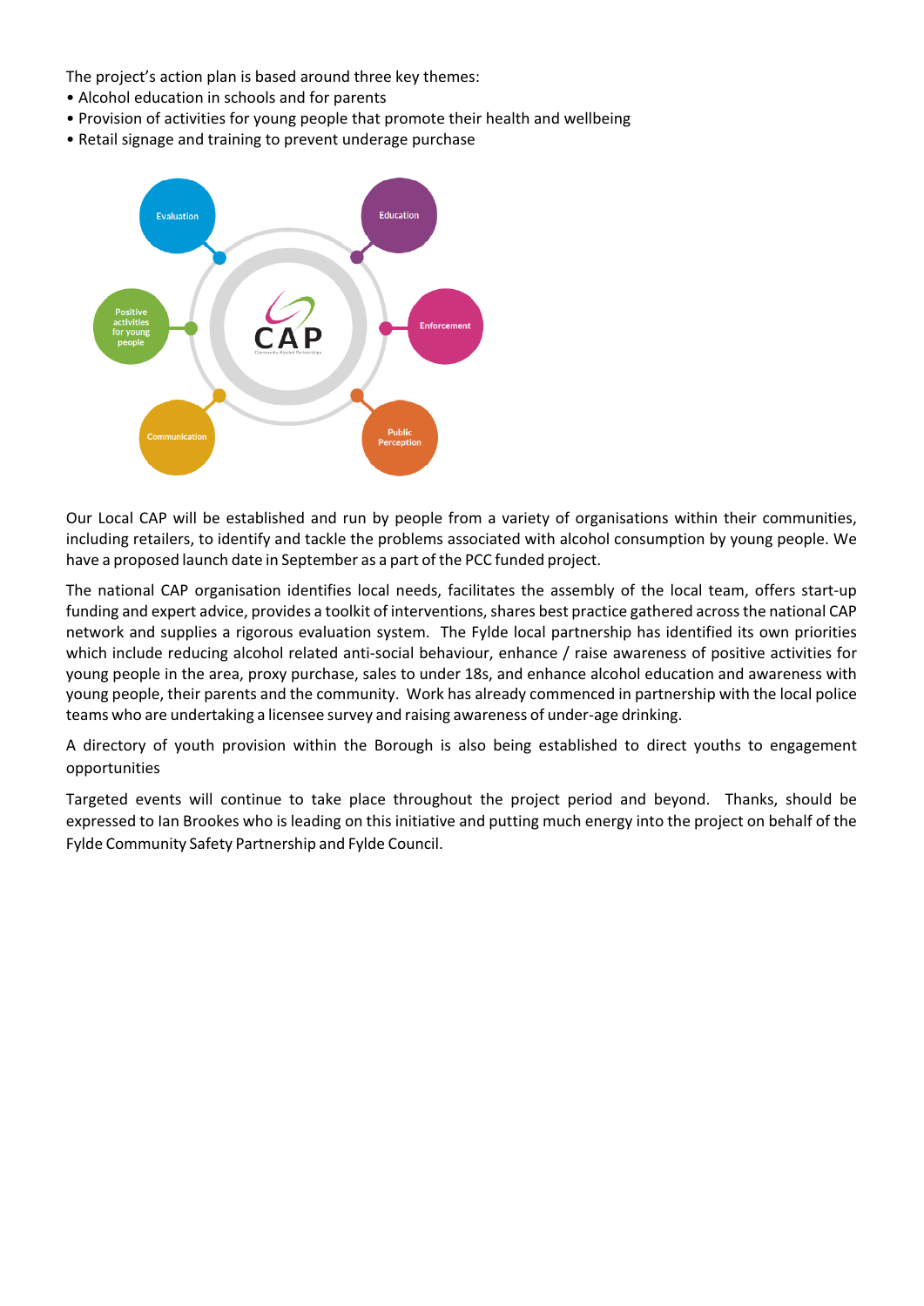The project's action plan is based around three key themes:

- Alcohol education in schools and for parents
- Provision of activities for young people that promote their health and wellbeing
- Retail signage and training to prevent underage purchase

Evaluation

Education

Positive activities for young people

CAP

Community Alcohol Partnerships

Enforcement

Communication

Public Perception

Our Local CAP will be established and run by people from a variety of organisations within their communities, including retailers, to identify and tackle the problems associated with alcohol consumption by young people. We have a proposed launch date in September as a part of the PCC funded project.

The national CAP organisation identifies local needs, facilitates the assembly of the local team, offers start-up funding and expert advice, provides a toolkit of interventions, shares best practice gathered across the national CAP network and supplies a rigorous evaluation system. The Fylde local partnership has identified its own priorities which include reducing alcohol related anti-social behaviour, enhance / raise awareness of positive activities for young people in the area, proxy purchase, sales to under 18s, and enhance alcohol education and awareness with young people, their parents and the community. Work has already commenced in partnership with the local police teams who are undertaking a licensee survey and raising awareness of under-age drinking.

A directory of youth provision within the Borough is also being established to direct youths to engagement opportunities

Targeted events will continue to take place throughout the project period and beyond. Thanks, should be expressed to Ian Brookes who is leading on this initiative and putting much energy into the project on behalf of the Fylde Community Safety Partnership and Fylde Council.